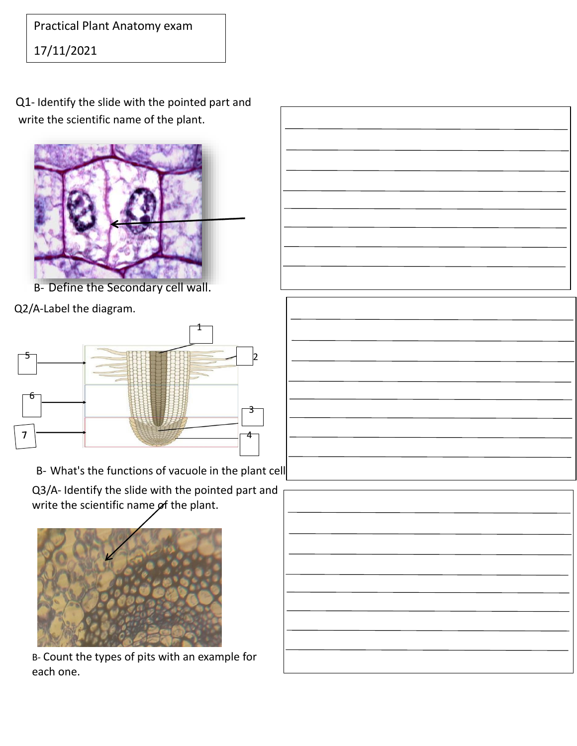Practical Plant Anatomy exam

17/11/2021

Q1- Identify the slide with the pointed part and write the scientific name of the plant.

B- Define the Secondary cell wall.

Q2/A-Label the diagram.

1

2

3

4

5

6

7

B- What's the functions of vacuole in the plant cell

Q3/A- Identify the slide with the pointed part and write the scientific name of the plant.

B- Count the types of pits with an example for each one.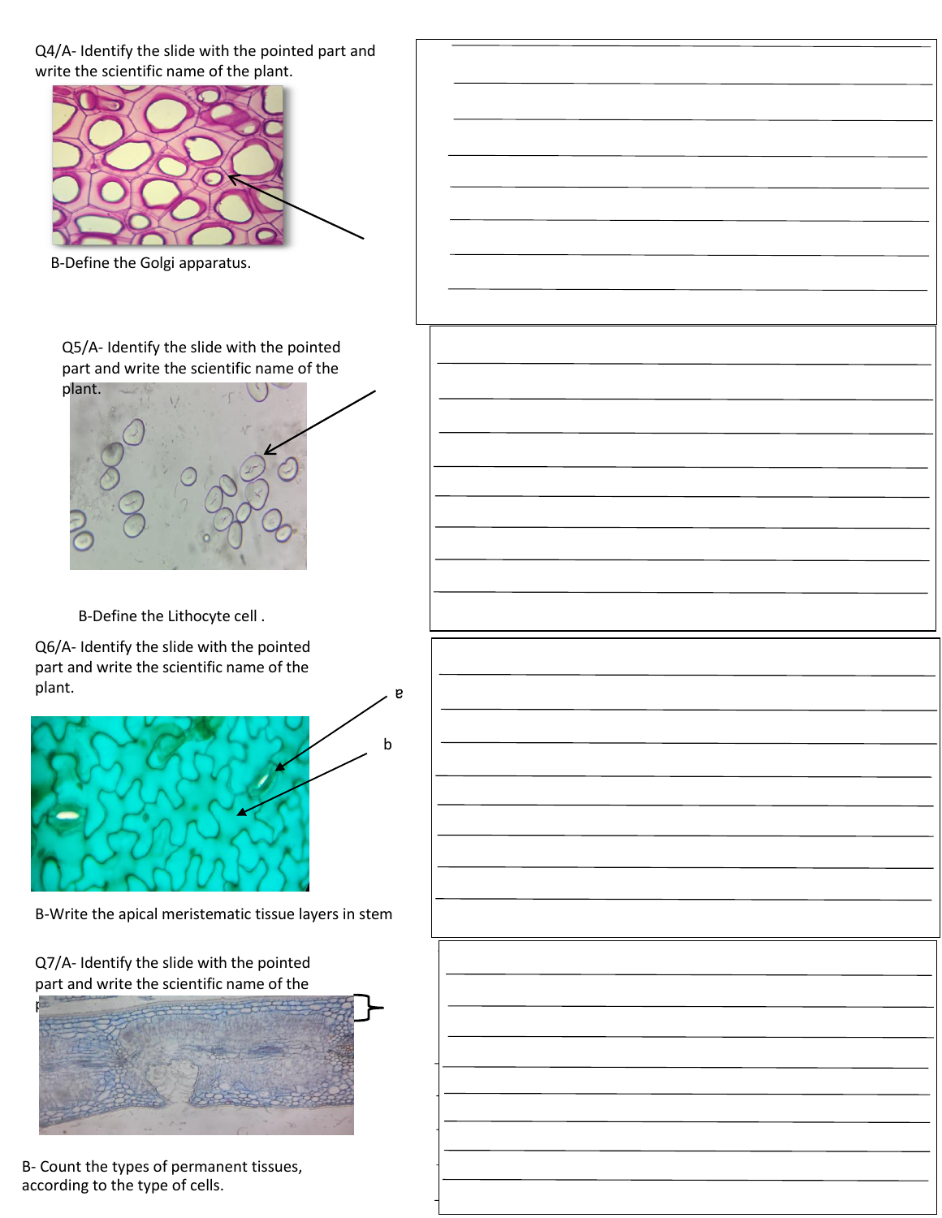Q4/A- Identify the slide with the pointed part and write the scientific name of the plant.

B-Define the Golgi apparatus.

Q5/A- Identify the slide with the pointed part and write the scientific name of the plant.

B-Define the Lithocyte cell .

Q6/A- Identify the slide with the pointed part and write the scientific name of the plant.

a

b

B-Write the apical meristematic tissue layers in stem

Q7/A- Identify the slide with the pointed part and write the scientific name of the plant.

B- Count the types of permanent tissues, according to the type of cells.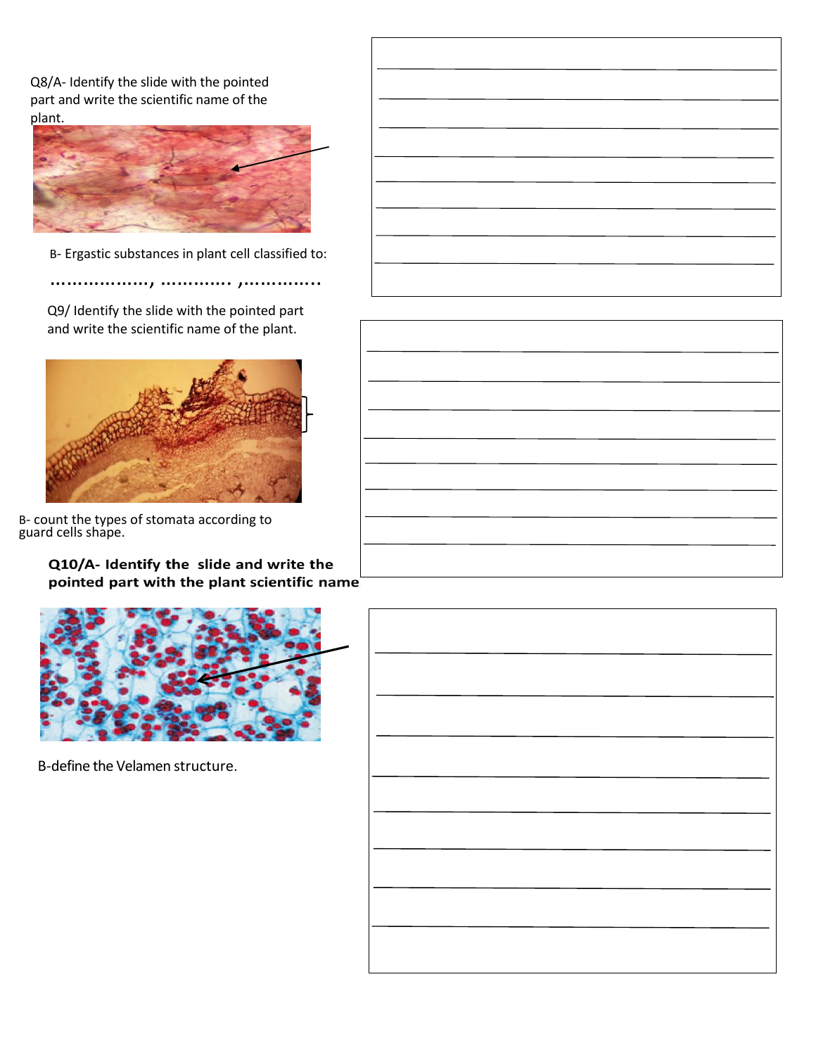Q8/A- Identify the slide with the pointed part and write the scientific name of the plant.

B- Ergastic substances in plant cell classified to:

……………….., ………… ,…………..

Q9/ Identify the slide with the pointed part and write the scientific name of the plant.

B- count the types of stomata according to guard cells shape.

**Q10/A- Identify the slide and write the pointed part with the plant scientific name**

B-define the Velamen structure.